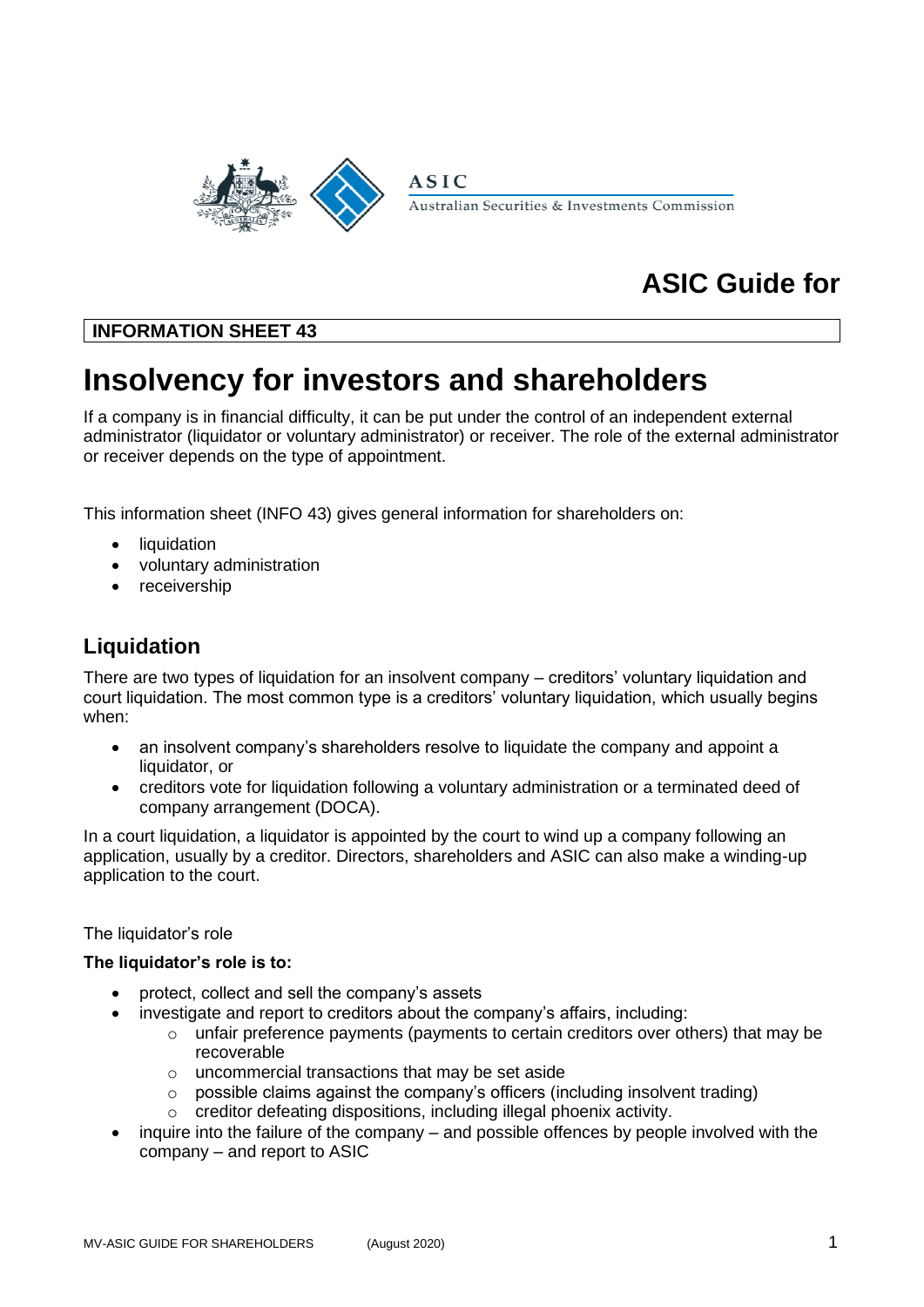ASIC

Australian Securities & Investments Commission

# ASIC Guide for

**INFORMATION SHEET 43**

# Insolvency for investors and shareholders

If a company is in financial difficulty, it can be put under the control of an independent external administrator (liquidator or voluntary administrator) or receiver. The role of the external administrator or receiver depends on the type of appointment.

This information sheet (INFO 43) gives general information for shareholders on:

- liquidation
- voluntary administration
- receivership

## Liquidation

There are two types of liquidation for an insolvent company – creditors' voluntary liquidation and court liquidation. The most common type is a creditors' voluntary liquidation, which usually begins when:

- an insolvent company's shareholders resolve to liquidate the company and appoint a liquidator, or
- creditors vote for liquidation following a voluntary administration or a terminated deed of company arrangement (DOCA).

In a court liquidation, a liquidator is appointed by the court to wind up a company following an application, usually by a creditor. Directors, shareholders and ASIC can also make a winding-up application to the court.

The liquidator's role

**The liquidator's role is to:**

- protect, collect and sell the company's assets
- investigate and report to creditors about the company's affairs, including:
  - unfair preference payments (payments to certain creditors over others) that may be recoverable
  - uncommercial transactions that may be set aside
  - possible claims against the company's officers (including insolvent trading)
  - creditor defeating dispositions, including illegal phoenix activity.
- inquire into the failure of the company – and possible offences by people involved with the company – and report to ASIC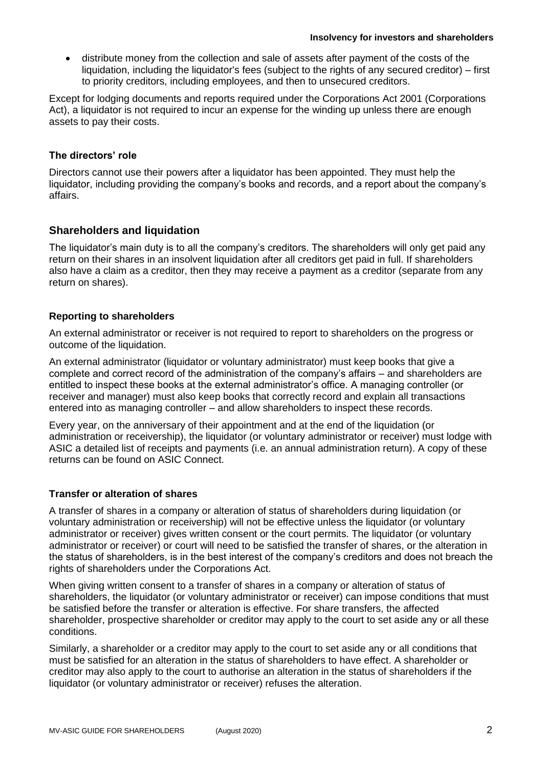- distribute money from the collection and sale of assets after payment of the costs of the liquidation, including the liquidator's fees (subject to the rights of any secured creditor) – first to priority creditors, including employees, and then to unsecured creditors.

Except for lodging documents and reports required under the Corporations Act 2001 (Corporations Act), a liquidator is not required to incur an expense for the winding up unless there are enough assets to pay their costs.

### The directors' role

Directors cannot use their powers after a liquidator has been appointed. They must help the liquidator, including providing the company's books and records, and a report about the company's affairs.

## Shareholders and liquidation

The liquidator's main duty is to all the company's creditors. The shareholders will only get paid any return on their shares in an insolvent liquidation after all creditors get paid in full. If shareholders also have a claim as a creditor, then they may receive a payment as a creditor (separate from any return on shares).

### Reporting to shareholders

An external administrator or receiver is not required to report to shareholders on the progress or outcome of the liquidation.

An external administrator (liquidator or voluntary administrator) must keep books that give a complete and correct record of the administration of the company's affairs – and shareholders are entitled to inspect these books at the external administrator's office. A managing controller (or receiver and manager) must also keep books that correctly record and explain all transactions entered into as managing controller – and allow shareholders to inspect these records.

Every year, on the anniversary of their appointment and at the end of the liquidation (or administration or receivership), the liquidator (or voluntary administrator or receiver) must lodge with ASIC a detailed list of receipts and payments (i.e. an annual administration return). A copy of these returns can be found on ASIC Connect.

### Transfer or alteration of shares

A transfer of shares in a company or alteration of status of shareholders during liquidation (or voluntary administration or receivership) will not be effective unless the liquidator (or voluntary administrator or receiver) gives written consent or the court permits. The liquidator (or voluntary administrator or receiver) or court will need to be satisfied the transfer of shares, or the alteration in the status of shareholders, is in the best interest of the company's creditors and does not breach the rights of shareholders under the Corporations Act.

When giving written consent to a transfer of shares in a company or alteration of status of shareholders, the liquidator (or voluntary administrator or receiver) can impose conditions that must be satisfied before the transfer or alteration is effective. For share transfers, the affected shareholder, prospective shareholder or creditor may apply to the court to set aside any or all these conditions.

Similarly, a shareholder or a creditor may apply to the court to set aside any or all conditions that must be satisfied for an alteration in the status of shareholders to have effect. A shareholder or creditor may also apply to the court to authorise an alteration in the status of shareholders if the liquidator (or voluntary administrator or receiver) refuses the alteration.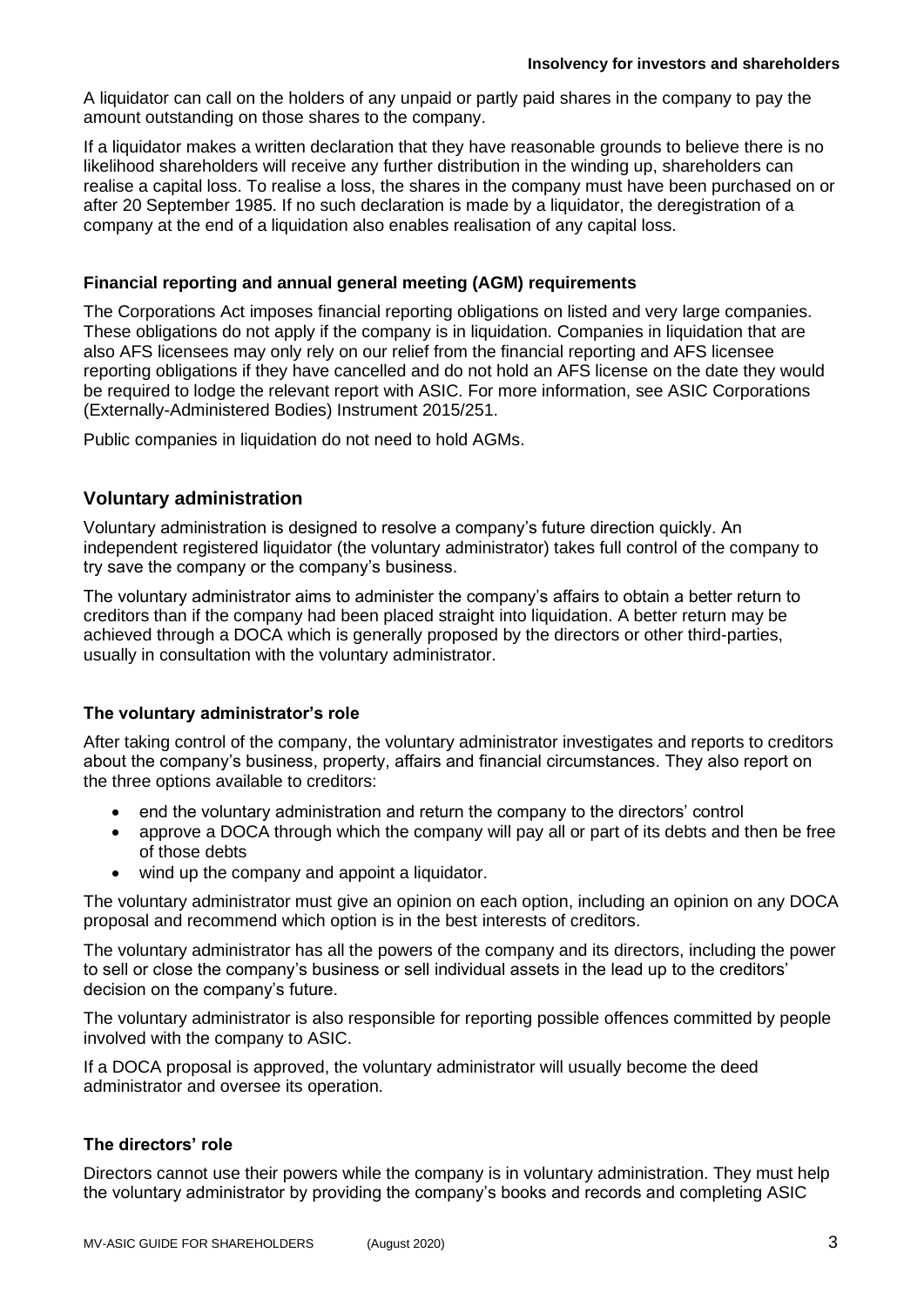A liquidator can call on the holders of any unpaid or partly paid shares in the company to pay the amount outstanding on those shares to the company.

If a liquidator makes a written declaration that they have reasonable grounds to believe there is no likelihood shareholders will receive any further distribution in the winding up, shareholders can realise a capital loss. To realise a loss, the shares in the company must have been purchased on or after 20 September 1985. If no such declaration is made by a liquidator, the deregistration of a company at the end of a liquidation also enables realisation of any capital loss.

### Financial reporting and annual general meeting (AGM) requirements

The Corporations Act imposes financial reporting obligations on listed and very large companies. These obligations do not apply if the company is in liquidation. Companies in liquidation that are also AFS licensees may only rely on our relief from the financial reporting and AFS licensee reporting obligations if they have cancelled and do not hold an AFS license on the date they would be required to lodge the relevant report with ASIC. For more information, see ASIC Corporations (Externally-Administered Bodies) Instrument 2015/251.

Public companies in liquidation do not need to hold AGMs.

## Voluntary administration

Voluntary administration is designed to resolve a company's future direction quickly. An independent registered liquidator (the voluntary administrator) takes full control of the company to try save the company or the company's business.

The voluntary administrator aims to administer the company's affairs to obtain a better return to creditors than if the company had been placed straight into liquidation. A better return may be achieved through a DOCA which is generally proposed by the directors or other third-parties, usually in consultation with the voluntary administrator.

### The voluntary administrator's role

After taking control of the company, the voluntary administrator investigates and reports to creditors about the company's business, property, affairs and financial circumstances. They also report on the three options available to creditors:

- end the voluntary administration and return the company to the directors' control
- approve a DOCA through which the company will pay all or part of its debts and then be free of those debts
- wind up the company and appoint a liquidator.

The voluntary administrator must give an opinion on each option, including an opinion on any DOCA proposal and recommend which option is in the best interests of creditors.

The voluntary administrator has all the powers of the company and its directors, including the power to sell or close the company's business or sell individual assets in the lead up to the creditors' decision on the company's future.

The voluntary administrator is also responsible for reporting possible offences committed by people involved with the company to ASIC.

If a DOCA proposal is approved, the voluntary administrator will usually become the deed administrator and oversee its operation.

### The directors' role

Directors cannot use their powers while the company is in voluntary administration. They must help the voluntary administrator by providing the company's books and records and completing ASIC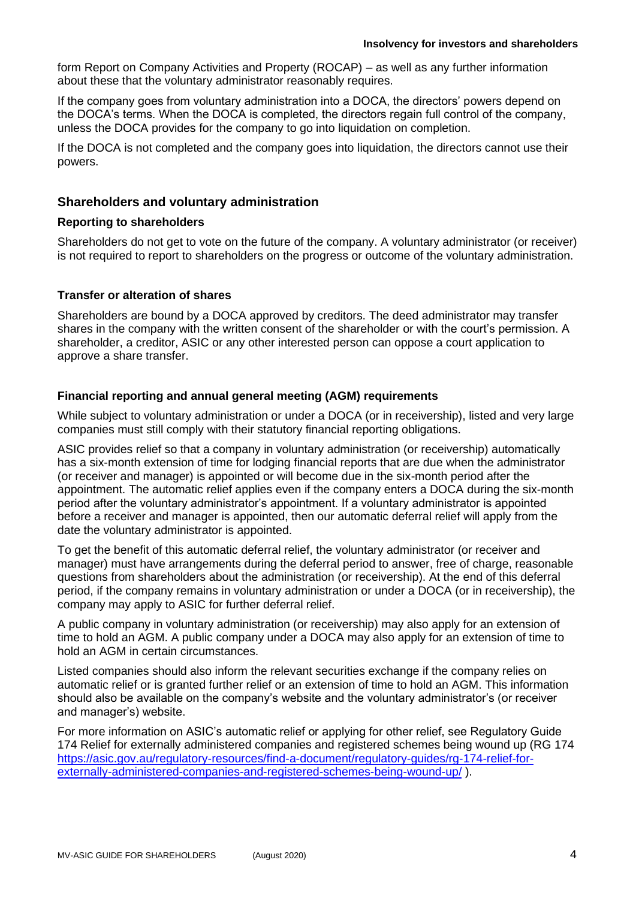form Report on Company Activities and Property (ROCAP) – as well as any further information about these that the voluntary administrator reasonably requires.

If the company goes from voluntary administration into a DOCA, the directors' powers depend on the DOCA's terms. When the DOCA is completed, the directors regain full control of the company, unless the DOCA provides for the company to go into liquidation on completion.

If the DOCA is not completed and the company goes into liquidation, the directors cannot use their powers.

## Shareholders and voluntary administration

### Reporting to shareholders

Shareholders do not get to vote on the future of the company. A voluntary administrator (or receiver) is not required to report to shareholders on the progress or outcome of the voluntary administration.

### Transfer or alteration of shares

Shareholders are bound by a DOCA approved by creditors. The deed administrator may transfer shares in the company with the written consent of the shareholder or with the court's permission. A shareholder, a creditor, ASIC or any other interested person can oppose a court application to approve a share transfer.

### Financial reporting and annual general meeting (AGM) requirements

While subject to voluntary administration or under a DOCA (or in receivership), listed and very large companies must still comply with their statutory financial reporting obligations.

ASIC provides relief so that a company in voluntary administration (or receivership) automatically has a six-month extension of time for lodging financial reports that are due when the administrator (or receiver and manager) is appointed or will become due in the six-month period after the appointment. The automatic relief applies even if the company enters a DOCA during the six-month period after the voluntary administrator's appointment. If a voluntary administrator is appointed before a receiver and manager is appointed, then our automatic deferral relief will apply from the date the voluntary administrator is appointed.

To get the benefit of this automatic deferral relief, the voluntary administrator (or receiver and manager) must have arrangements during the deferral period to answer, free of charge, reasonable questions from shareholders about the administration (or receivership). At the end of this deferral period, if the company remains in voluntary administration or under a DOCA (or in receivership), the company may apply to ASIC for further deferral relief.

A public company in voluntary administration (or receivership) may also apply for an extension of time to hold an AGM. A public company under a DOCA may also apply for an extension of time to hold an AGM in certain circumstances.

Listed companies should also inform the relevant securities exchange if the company relies on automatic relief or is granted further relief or an extension of time to hold an AGM. This information should also be available on the company's website and the voluntary administrator's (or receiver and manager's) website.

For more information on ASIC's automatic relief or applying for other relief, see Regulatory Guide 174 Relief for externally administered companies and registered schemes being wound up (RG 174 [https://asic.gov.au/regulatory-resources/find-a-document/regulatory-guides/rg-174-relief-for-externally-administered-companies-and-registered-schemes-being-wound-up/](https://asic.gov.au/regulatory-resources/find-a-document/regulatory-guides/rg-174-relief-for-externally-administered-companies-and-registered-schemes-being-wound-up/) ).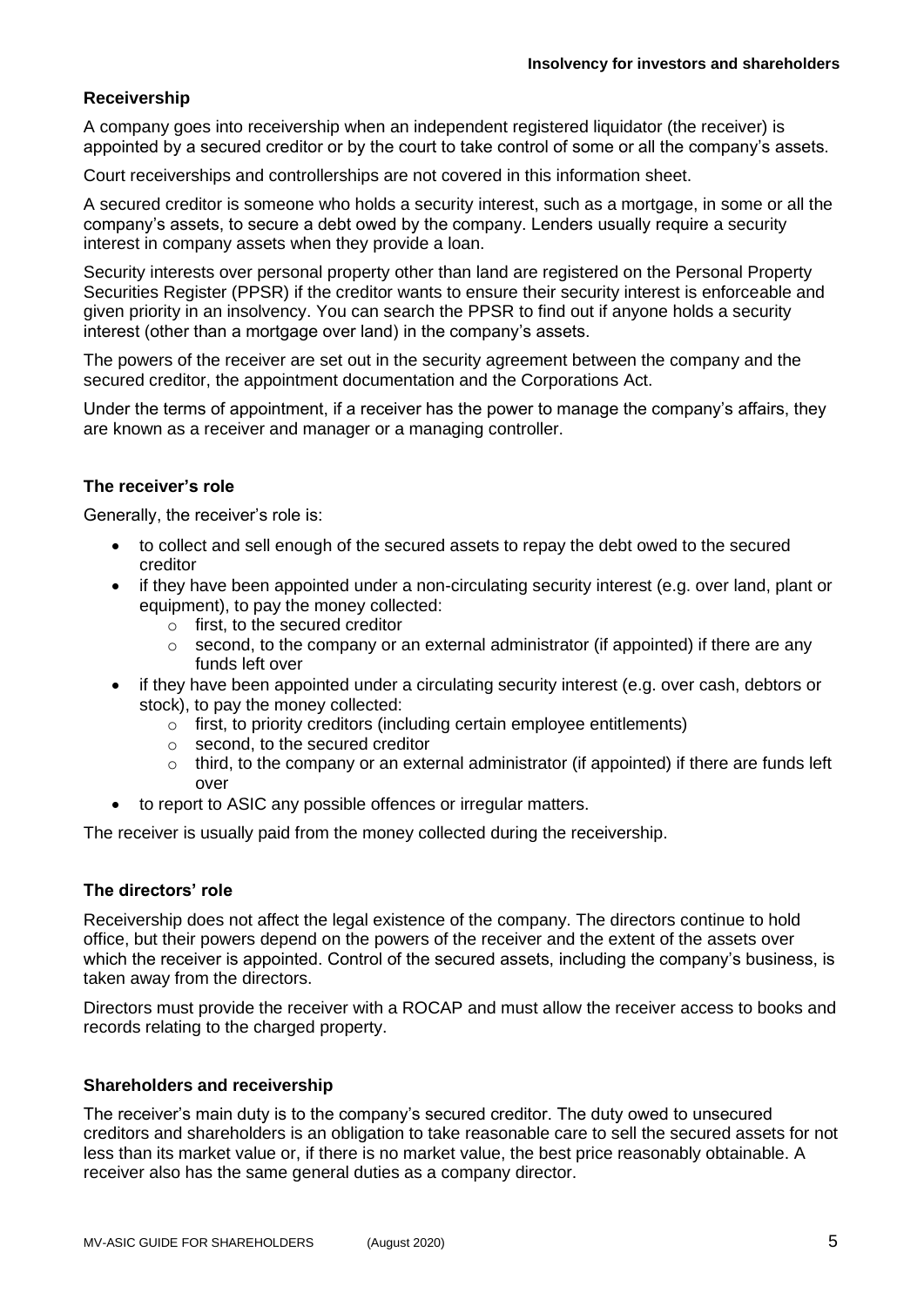## Receivership

A company goes into receivership when an independent registered liquidator (the receiver) is appointed by a secured creditor or by the court to take control of some or all the company's assets.

Court receiverships and controllerships are not covered in this information sheet.

A secured creditor is someone who holds a security interest, such as a mortgage, in some or all the company's assets, to secure a debt owed by the company. Lenders usually require a security interest in company assets when they provide a loan.

Security interests over personal property other than land are registered on the Personal Property Securities Register (PPSR) if the creditor wants to ensure their security interest is enforceable and given priority in an insolvency. You can search the PPSR to find out if anyone holds a security interest (other than a mortgage over land) in the company's assets.

The powers of the receiver are set out in the security agreement between the company and the secured creditor, the appointment documentation and the Corporations Act.

Under the terms of appointment, if a receiver has the power to manage the company's affairs, they are known as a receiver and manager or a managing controller.

### The receiver's role

Generally, the receiver's role is:

- to collect and sell enough of the secured assets to repay the debt owed to the secured creditor
- if they have been appointed under a non-circulating security interest (e.g. over land, plant or equipment), to pay the money collected:
  - first, to the secured creditor
  - second, to the company or an external administrator (if appointed) if there are any funds left over
- if they have been appointed under a circulating security interest (e.g. over cash, debtors or stock), to pay the money collected:
  - first, to priority creditors (including certain employee entitlements)
  - second, to the secured creditor
  - third, to the company or an external administrator (if appointed) if there are funds left over
- to report to ASIC any possible offences or irregular matters.

The receiver is usually paid from the money collected during the receivership.

### The directors' role

Receivership does not affect the legal existence of the company. The directors continue to hold office, but their powers depend on the powers of the receiver and the extent of the assets over which the receiver is appointed. Control of the secured assets, including the company's business, is taken away from the directors.

Directors must provide the receiver with a ROCAP and must allow the receiver access to books and records relating to the charged property.

### Shareholders and receivership

The receiver's main duty is to the company's secured creditor. The duty owed to unsecured creditors and shareholders is an obligation to take reasonable care to sell the secured assets for not less than its market value or, if there is no market value, the best price reasonably obtainable. A receiver also has the same general duties as a company director.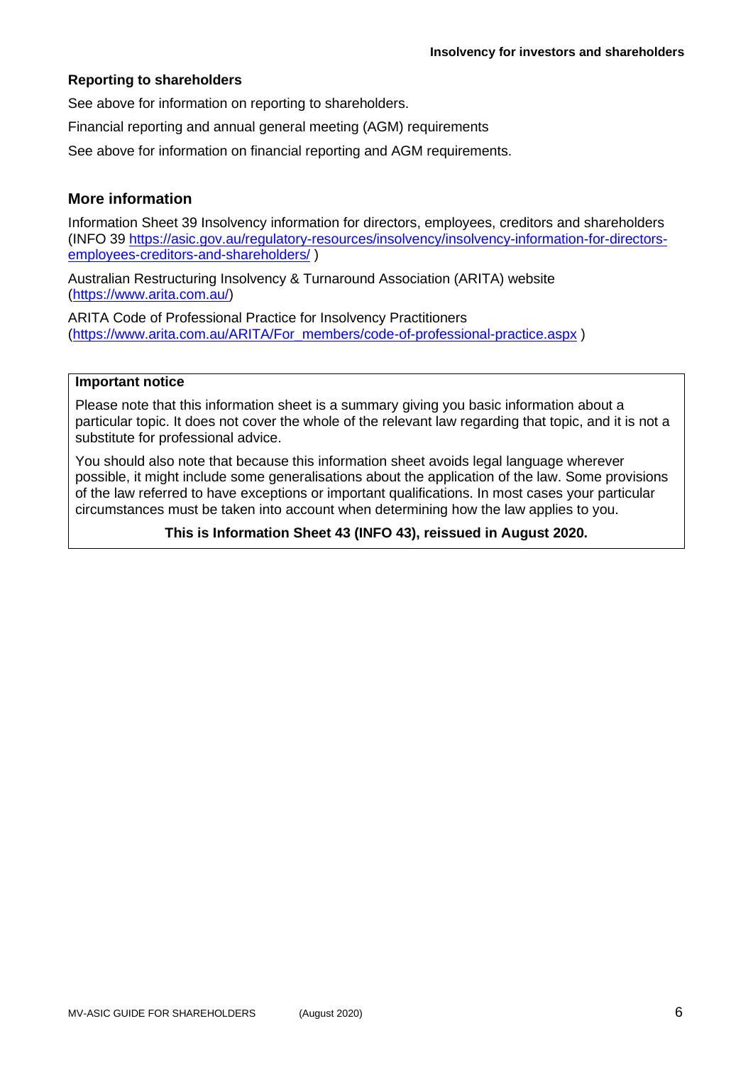### Reporting to shareholders

See above for information on reporting to shareholders.

Financial reporting and annual general meeting (AGM) requirements

See above for information on financial reporting and AGM requirements.

## More information

Information Sheet 39 Insolvency information for directors, employees, creditors and shareholders (INFO 39 https://asic.gov.au/regulatory-resources/insolvency/insolvency-information-for-directors-employees-creditors-and-shareholders/ )

Australian Restructuring Insolvency & Turnaround Association (ARITA) website (https://www.arita.com.au/)

ARITA Code of Professional Practice for Insolvency Practitioners (https://www.arita.com.au/ARITA/For_members/code-of-professional-practice.aspx )

**Important notice**

Please note that this information sheet is a summary giving you basic information about a particular topic. It does not cover the whole of the relevant law regarding that topic, and it is not a substitute for professional advice.

You should also note that because this information sheet avoids legal language wherever possible, it might include some generalisations about the application of the law. Some provisions of the law referred to have exceptions or important qualifications. In most cases your particular circumstances must be taken into account when determining how the law applies to you.

**This is Information Sheet 43 (INFO 43), reissued in August 2020.**